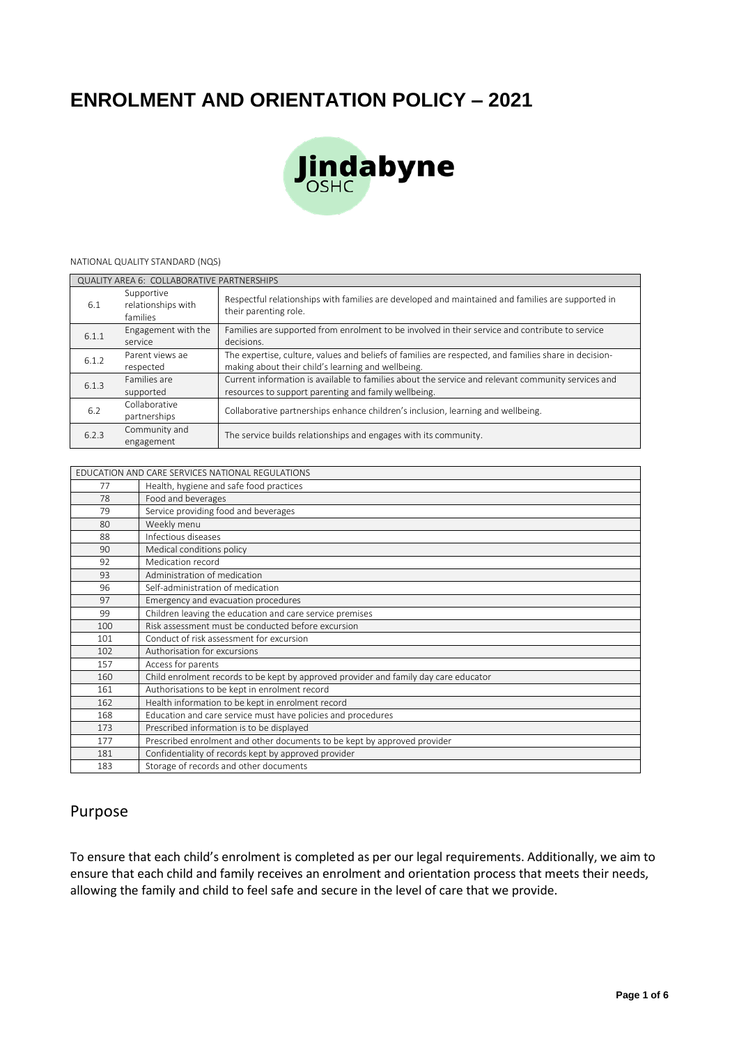# ENROLMENT AND ORIENTATION POLICY – 2021

Jindabyne OSHC

NATIONAL QUALITY STANDARD (NQS)

| QUALITY AREA 6: COLLABORATIVE PARTNERSHIPS | | |
|---|---|---|
| 6.1 | Supportive relationships with families | Respectful relationships with families are developed and maintained and families are supported in their parenting role. |
| 6.1.1 | Engagement with the service | Families are supported from enrolment to be involved in their service and contribute to service decisions. |
| 6.1.2 | Parent views ae respected | The expertise, culture, values and beliefs of families are respected, and families share in decision-making about their child's learning and wellbeing. |
| 6.1.3 | Families are supported | Current information is available to families about the service and relevant community services and resources to support parenting and family wellbeing. |
| 6.2 | Collaborative partnerships | Collaborative partnerships enhance children's inclusion, learning and wellbeing. |
| 6.2.3 | Community and engagement | The service builds relationships and engages with its community. |

| EDUCATION AND CARE SERVICES NATIONAL REGULATIONS | |
|---|---|
| 77 | Health, hygiene and safe food practices |
| 78 | Food and beverages |
| 79 | Service providing food and beverages |
| 80 | Weekly menu |
| 88 | Infectious diseases |
| 90 | Medical conditions policy |
| 92 | Medication record |
| 93 | Administration of medication |
| 96 | Self-administration of medication |
| 97 | Emergency and evacuation procedures |
| 99 | Children leaving the education and care service premises |
| 100 | Risk assessment must be conducted before excursion |
| 101 | Conduct of risk assessment for excursion |
| 102 | Authorisation for excursions |
| 157 | Access for parents |
| 160 | Child enrolment records to be kept by approved provider and family day care educator |
| 161 | Authorisations to be kept in enrolment record |
| 162 | Health information to be kept in enrolment record |
| 168 | Education and care service must have policies and procedures |
| 173 | Prescribed information is to be displayed |
| 177 | Prescribed enrolment and other documents to be kept by approved provider |
| 181 | Confidentiality of records kept by approved provider |
| 183 | Storage of records and other documents |

## Purpose

To ensure that each child's enrolment is completed as per our legal requirements. Additionally, we aim to ensure that each child and family receives an enrolment and orientation process that meets their needs, allowing the family and child to feel safe and secure in the level of care that we provide.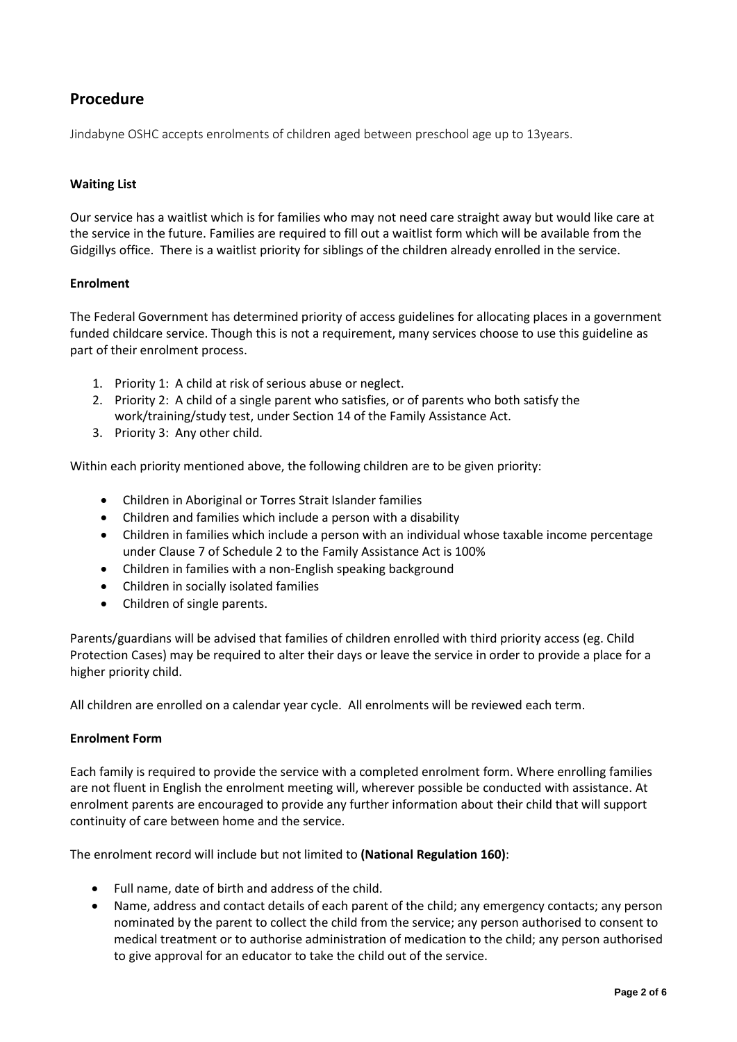## Procedure

Jindabyne OSHC accepts enrolments of children aged between preschool age up to 13years.

**Waiting List**

Our service has a waitlist which is for families who may not need care straight away but would like care at the service in the future. Families are required to fill out a waitlist form which will be available from the Gidgillys office. There is a waitlist priority for siblings of the children already enrolled in the service.

**Enrolment**

The Federal Government has determined priority of access guidelines for allocating places in a government funded childcare service. Though this is not a requirement, many services choose to use this guideline as part of their enrolment process.

1. Priority 1: A child at risk of serious abuse or neglect.
2. Priority 2: A child of a single parent who satisfies, or of parents who both satisfy the work/training/study test, under Section 14 of the Family Assistance Act.
3. Priority 3: Any other child.

Within each priority mentioned above, the following children are to be given priority:

- Children in Aboriginal or Torres Strait Islander families
- Children and families which include a person with a disability
- Children in families which include a person with an individual whose taxable income percentage under Clause 7 of Schedule 2 to the Family Assistance Act is 100%
- Children in families with a non-English speaking background
- Children in socially isolated families
- Children of single parents.

Parents/guardians will be advised that families of children enrolled with third priority access (eg. Child Protection Cases) may be required to alter their days or leave the service in order to provide a place for a higher priority child.

All children are enrolled on a calendar year cycle. All enrolments will be reviewed each term.

**Enrolment Form**

Each family is required to provide the service with a completed enrolment form. Where enrolling families are not fluent in English the enrolment meeting will, wherever possible be conducted with assistance. At enrolment parents are encouraged to provide any further information about their child that will support continuity of care between home and the service.

The enrolment record will include but not limited to **(National Regulation 160)**:

- Full name, date of birth and address of the child.
- Name, address and contact details of each parent of the child; any emergency contacts; any person nominated by the parent to collect the child from the service; any person authorised to consent to medical treatment or to authorise administration of medication to the child; any person authorised to give approval for an educator to take the child out of the service.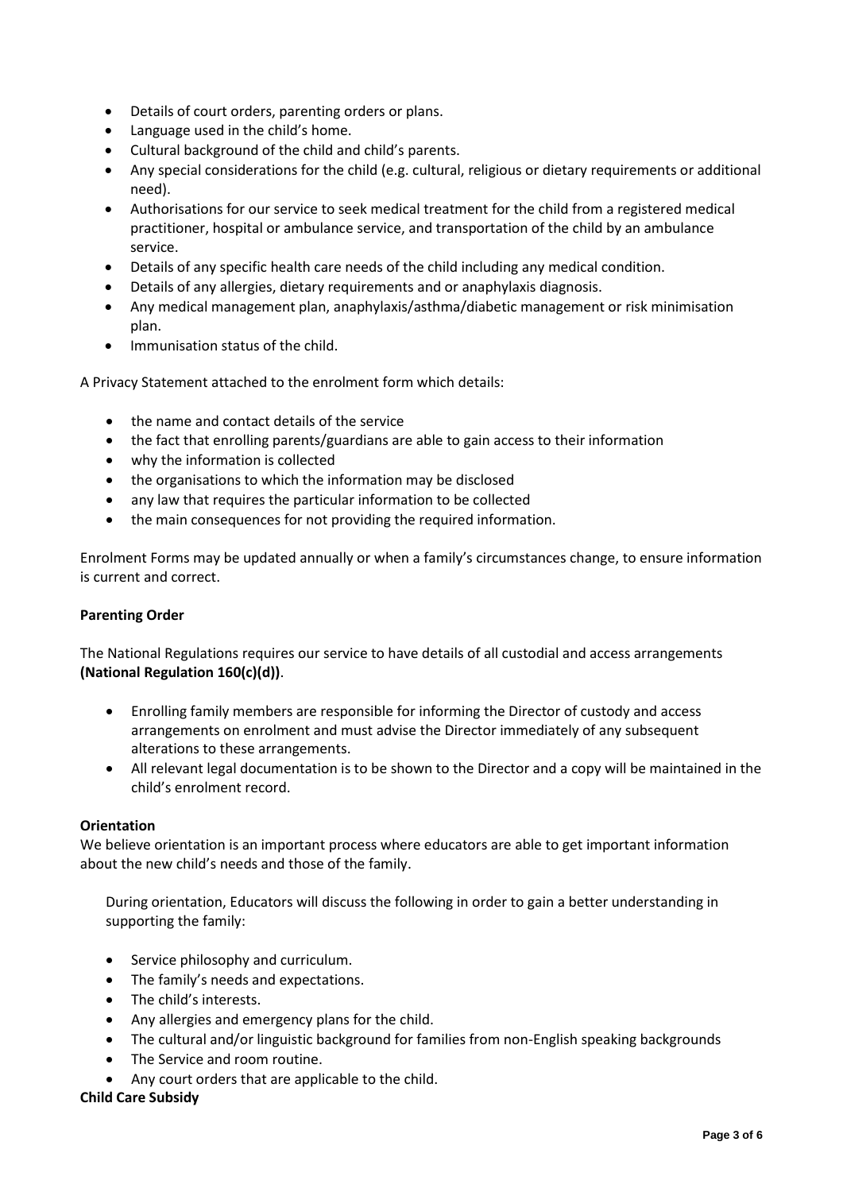- Details of court orders, parenting orders or plans.
- Language used in the child's home.
- Cultural background of the child and child's parents.
- Any special considerations for the child (e.g. cultural, religious or dietary requirements or additional need).
- Authorisations for our service to seek medical treatment for the child from a registered medical practitioner, hospital or ambulance service, and transportation of the child by an ambulance service.
- Details of any specific health care needs of the child including any medical condition.
- Details of any allergies, dietary requirements and or anaphylaxis diagnosis.
- Any medical management plan, anaphylaxis/asthma/diabetic management or risk minimisation plan.
- Immunisation status of the child.

A Privacy Statement attached to the enrolment form which details:

- the name and contact details of the service
- the fact that enrolling parents/guardians are able to gain access to their information
- why the information is collected
- the organisations to which the information may be disclosed
- any law that requires the particular information to be collected
- the main consequences for not providing the required information.

Enrolment Forms may be updated annually or when a family's circumstances change, to ensure information is current and correct.

**Parenting Order**

The National Regulations requires our service to have details of all custodial and access arrangements **(National Regulation 160(c)(d))**.

- Enrolling family members are responsible for informing the Director of custody and access arrangements on enrolment and must advise the Director immediately of any subsequent alterations to these arrangements.
- All relevant legal documentation is to be shown to the Director and a copy will be maintained in the child's enrolment record.

**Orientation**

We believe orientation is an important process where educators are able to get important information about the new child's needs and those of the family.

During orientation, Educators will discuss the following in order to gain a better understanding in supporting the family:

- Service philosophy and curriculum.
- The family's needs and expectations.
- The child's interests.
- Any allergies and emergency plans for the child.
- The cultural and/or linguistic background for families from non-English speaking backgrounds
- The Service and room routine.
- Any court orders that are applicable to the child.

**Child Care Subsidy**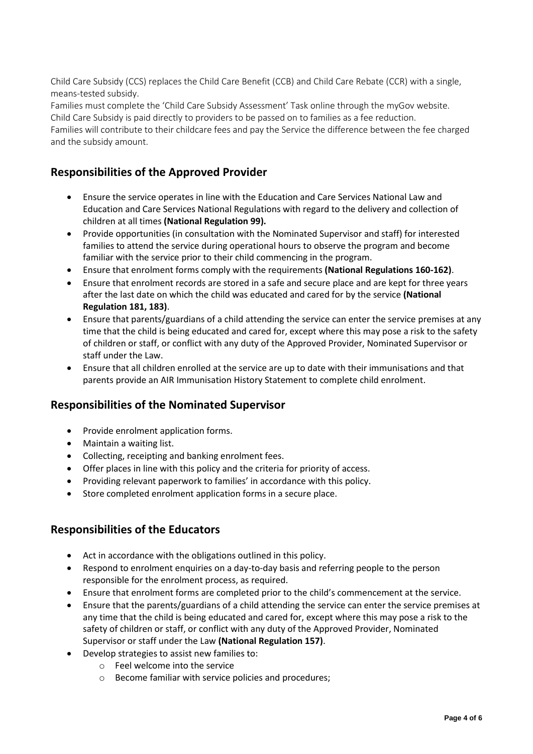Child Care Subsidy (CCS) replaces the Child Care Benefit (CCB) and Child Care Rebate (CCR) with a single, means-tested subsidy.
Families must complete the 'Child Care Subsidy Assessment' Task online through the myGov website.
Child Care Subsidy is paid directly to providers to be passed on to families as a fee reduction.
Families will contribute to their childcare fees and pay the Service the difference between the fee charged and the subsidy amount.

## Responsibilities of the Approved Provider

- Ensure the service operates in line with the Education and Care Services National Law and Education and Care Services National Regulations with regard to the delivery and collection of children at all times **(National Regulation 99).**
- Provide opportunities (in consultation with the Nominated Supervisor and staff) for interested families to attend the service during operational hours to observe the program and become familiar with the service prior to their child commencing in the program.
- Ensure that enrolment forms comply with the requirements **(National Regulations 160-162)**.
- Ensure that enrolment records are stored in a safe and secure place and are kept for three years after the last date on which the child was educated and cared for by the service **(National Regulation 181, 183)**.
- Ensure that parents/guardians of a child attending the service can enter the service premises at any time that the child is being educated and cared for, except where this may pose a risk to the safety of children or staff, or conflict with any duty of the Approved Provider, Nominated Supervisor or staff under the Law.
- Ensure that all children enrolled at the service are up to date with their immunisations and that parents provide an AIR Immunisation History Statement to complete child enrolment.

## Responsibilities of the Nominated Supervisor

- Provide enrolment application forms.
- Maintain a waiting list.
- Collecting, receipting and banking enrolment fees.
- Offer places in line with this policy and the criteria for priority of access.
- Providing relevant paperwork to families' in accordance with this policy.
- Store completed enrolment application forms in a secure place.

## Responsibilities of the Educators

- Act in accordance with the obligations outlined in this policy.
- Respond to enrolment enquiries on a day-to-day basis and referring people to the person responsible for the enrolment process, as required.
- Ensure that enrolment forms are completed prior to the child's commencement at the service.
- Ensure that the parents/guardians of a child attending the service can enter the service premises at any time that the child is being educated and cared for, except where this may pose a risk to the safety of children or staff, or conflict with any duty of the Approved Provider, Nominated Supervisor or staff under the Law **(National Regulation 157)**.
- Develop strategies to assist new families to:
  - Feel welcome into the service
  - Become familiar with service policies and procedures;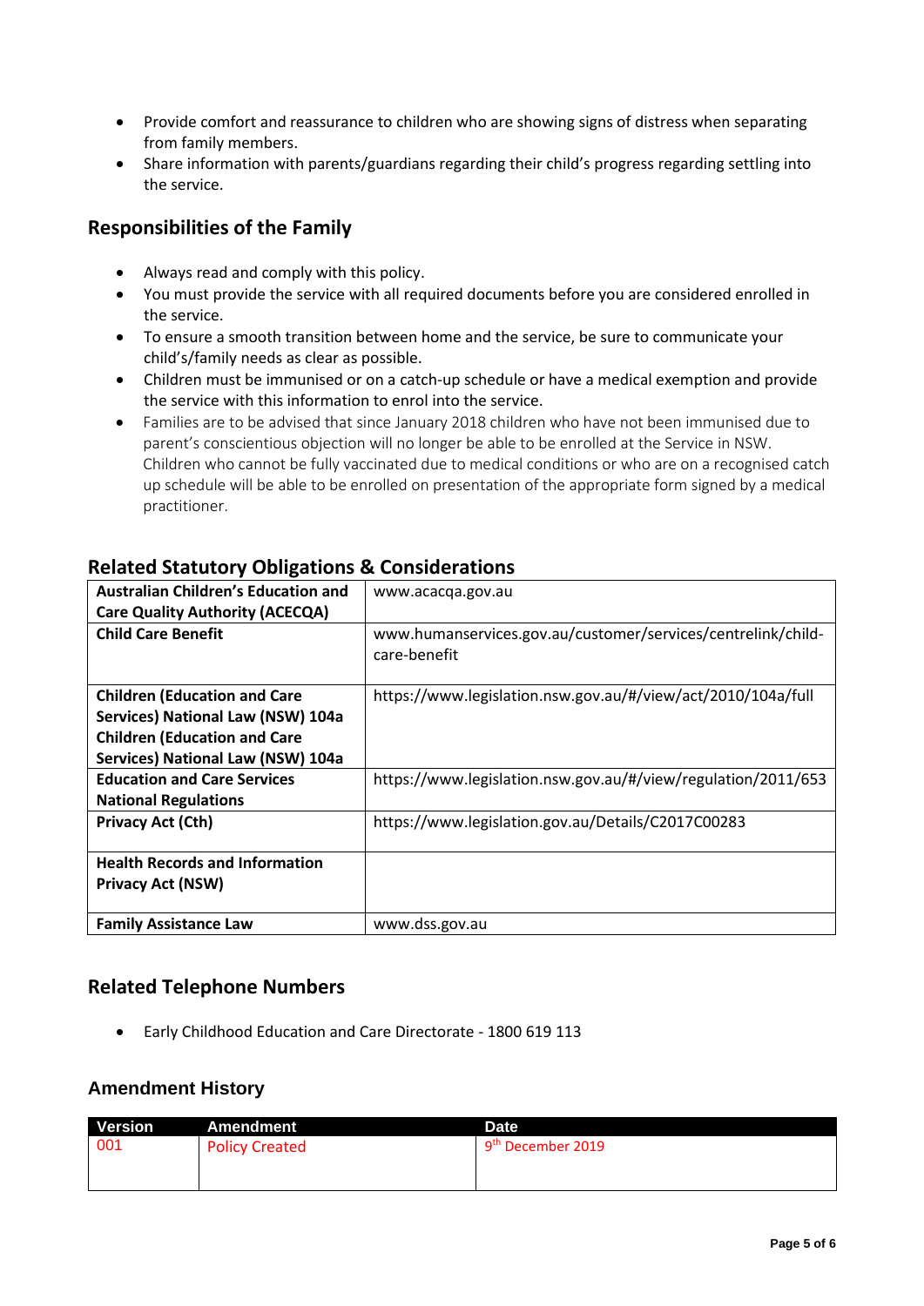- Provide comfort and reassurance to children who are showing signs of distress when separating from family members.
- Share information with parents/guardians regarding their child's progress regarding settling into the service.

## Responsibilities of the Family

- Always read and comply with this policy.
- You must provide the service with all required documents before you are considered enrolled in the service.
- To ensure a smooth transition between home and the service, be sure to communicate your child's/family needs as clear as possible.
- Children must be immunised or on a catch-up schedule or have a medical exemption and provide the service with this information to enrol into the service.
- Families are to be advised that since January 2018 children who have not been immunised due to parent's conscientious objection will no longer be able to be enrolled at the Service in NSW. Children who cannot be fully vaccinated due to medical conditions or who are on a recognised catch up schedule will be able to be enrolled on presentation of the appropriate form signed by a medical practitioner.

## Related Statutory Obligations & Considerations

| | |
|---|---|
| **Australian Children's Education and Care Quality Authority (ACECQA)** | www.acacqa.gov.au |
| **Child Care Benefit** | www.humanservices.gov.au/customer/services/centrelink/child-care-benefit |
| **Children (Education and Care Services) National Law (NSW) 104a Children (Education and Care Services) National Law (NSW) 104a** | https://www.legislation.nsw.gov.au/#/view/act/2010/104a/full |
| **Education and Care Services National Regulations** | https://www.legislation.nsw.gov.au/#/view/regulation/2011/653 |
| **Privacy Act (Cth)** | https://www.legislation.gov.au/Details/C2017C00283 |
| **Health Records and Information Privacy Act (NSW)** | |
| **Family Assistance Law** | www.dss.gov.au |

## Related Telephone Numbers

- Early Childhood Education and Care Directorate - 1800 619 113

## Amendment History

| Version | Amendment | Date |
|---|---|---|
| 001 | Policy Created | 9th December 2019 |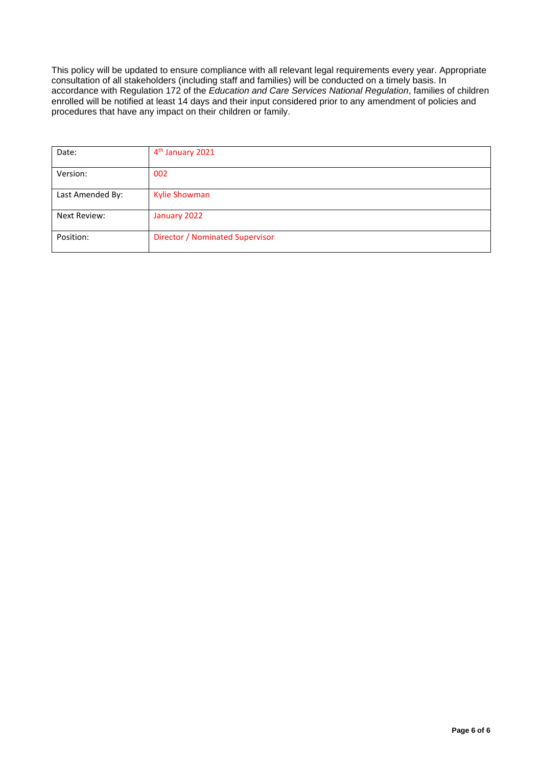This policy will be updated to ensure compliance with all relevant legal requirements every year. Appropriate consultation of all stakeholders (including staff and families) will be conducted on a timely basis. In accordance with Regulation 172 of the *Education and Care Services National Regulation*, families of children enrolled will be notified at least 14 days and their input considered prior to any amendment of policies and procedures that have any impact on their children or family.

| | |
|---|---|
| Date: | 4th January 2021 |
| Version: | 002 |
| Last Amended By: | Kylie Showman |
| Next Review: | January 2022 |
| Position: | Director / Nominated Supervisor |